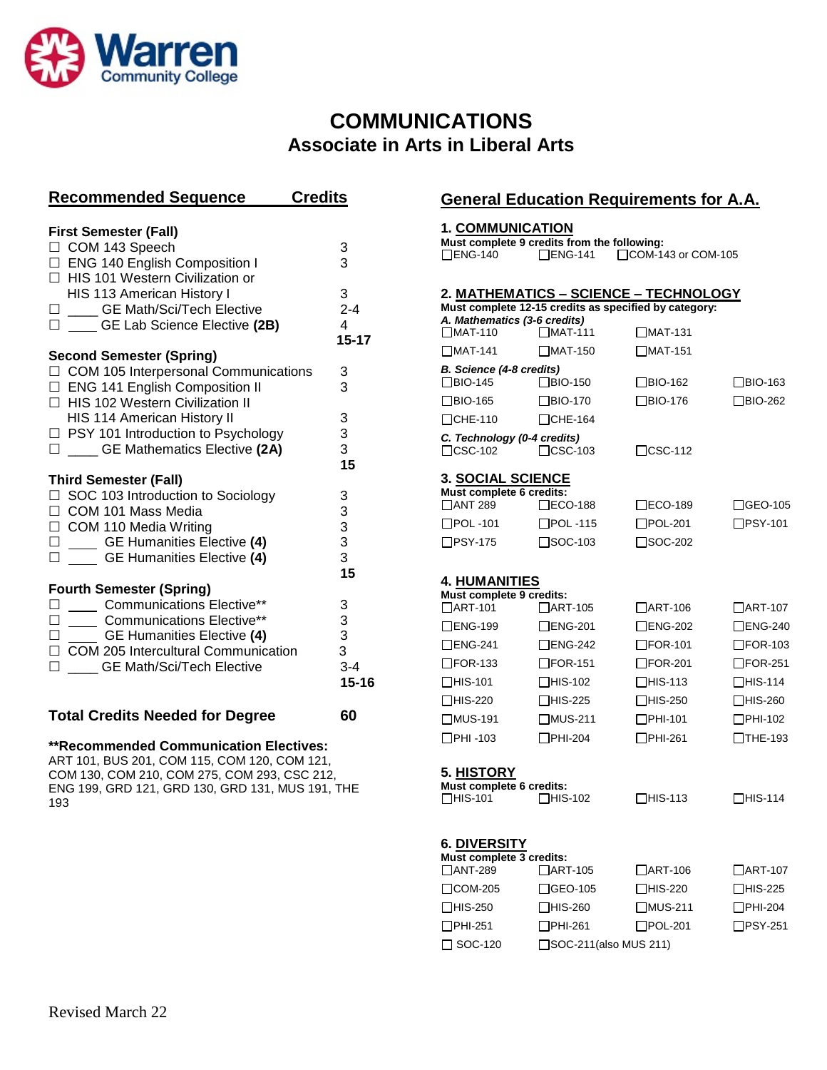Warren Community College

# COMMUNICATIONS
## Associate in Arts in Liberal Arts

## Recommended Sequence

| | Credits |
|---|---|
| **First Semester (Fall)** | |
| ☐ COM 143 Speech | 3 |
| ☐ ENG 140 English Composition I | 3 |
| ☐ HIS 101 Western Civilization or HIS 113 American History I | 3 |
| ☐ ____ GE Math/Sci/Tech Elective | 2-4 |
| ☐ ____ GE Lab Science Elective **(2B)** | 4 |
| | **15-17** |
| **Second Semester (Spring)** | |
| ☐ COM 105 Interpersonal Communications | 3 |
| ☐ ENG 141 English Composition II | 3 |
| ☐ HIS 102 Western Civilization II HIS 114 American History II | 3 |
| ☐ PSY 101 Introduction to Psychology | 3 |
| ☐ ____ GE Mathematics Elective **(2A)** | 3 |
| | **15** |
| **Third Semester (Fall)** | |
| ☐ SOC 103 Introduction to Sociology | 3 |
| ☐ COM 101 Mass Media | 3 |
| ☐ COM 110 Media Writing | 3 |
| ☐ ____ GE Humanities Elective **(4)** | 3 |
| ☐ ____ GE Humanities Elective **(4)** | 3 |
| | **15** |
| **Fourth Semester (Spring)** | |
| ☐ ____ Communications Elective** | 3 |
| ☐ ____ Communications Elective** | 3 |
| ☐ ____ GE Humanities Elective **(4)** | 3 |
| ☐ COM 205 Intercultural Communication | 3 |
| ☐ ____ GE Math/Sci/Tech Elective | 3-4 |
| | **15-16** |
| **Total Credits Needed for Degree** | **60** |

****Recommended Communication Electives:**
ART 101, BUS 201, COM 115, COM 120, COM 121, COM 130, COM 210, COM 275, COM 293, CSC 212, ENG 199, GRD 121, GRD 130, GRD 131, MUS 191, THE 193

## General Education Requirements for A.A.

### 1. COMMUNICATION
**Must complete 9 credits from the following:**

☐ENG-140 ☐ENG-141 ☐COM-143 or COM-105

### 2. MATHEMATICS – SCIENCE – TECHNOLOGY
**Must complete 12-15 credits as specified by category:**

***A. Mathematics (3-6 credits)***

| | | |
|---|---|---|
| ☐MAT-110 | ☐MAT-111 | ☐MAT-131 |
| ☐MAT-141 | ☐MAT-150 | ☐MAT-151 |

***B. Science (4-8 credits)***

| | | | |
|---|---|---|---|
| ☐BIO-145 | ☐BIO-150 | ☐BIO-162 | ☐BIO-163 |
| ☐BIO-165 | ☐BIO-170 | ☐BIO-176 | ☐BIO-262 |
| ☐CHE-110 | ☐CHE-164 | | |

***C. Technology (0-4 credits)***

| | | |
|---|---|---|
| ☐CSC-102 | ☐CSC-103 | ☐CSC-112 |

### 3. SOCIAL SCIENCE
**Must complete 6 credits:**

| | | | |
|---|---|---|---|
| ☐ANT 289 | ☐ECO-188 | ☐ECO-189 | ☐GEO-105 |
| ☐POL -101 | ☐POL -115 | ☐POL-201 | ☐PSY-101 |
| ☐PSY-175 | ☐SOC-103 | ☐SOC-202 | |

### 4. HUMANITIES
**Must complete 9 credits:**

| | | | |
|---|---|---|---|
| ☐ART-101 | ☐ART-105 | ☐ART-106 | ☐ART-107 |
| ☐ENG-199 | ☐ENG-201 | ☐ENG-202 | ☐ENG-240 |
| ☐ENG-241 | ☐ENG-242 | ☐FOR-101 | ☐FOR-103 |
| ☐FOR-133 | ☐FOR-151 | ☐FOR-201 | ☐FOR-251 |
| ☐HIS-101 | ☐HIS-102 | ☐HIS-113 | ☐HIS-114 |
| ☐HIS-220 | ☐HIS-225 | ☐HIS-250 | ☐HIS-260 |
| ☐MUS-191 | ☐MUS-211 | ☐PHI-101 | ☐PHI-102 |
| ☐PHI -103 | ☐PHI-204 | ☐PHI-261 | ☐THE-193 |

### 5. HISTORY
**Must complete 6 credits:**

| | | | |
|---|---|---|---|
| ☐HIS-101 | ☐HIS-102 | ☐HIS-113 | ☐HIS-114 |

### 6. DIVERSITY
**Must complete 3 credits:**

| | | | |
|---|---|---|---|
| ☐ANT-289 | ☐ART-105 | ☐ART-106 | ☐ART-107 |
| ☐COM-205 | ☐GEO-105 | ☐HIS-220 | ☐HIS-225 |
| ☐HIS-250 | ☐HIS-260 | ☐MUS-211 | ☐PHI-204 |
| ☐PHI-251 | ☐PHI-261 | ☐POL-201 | ☐PSY-251 |
| ☐ SOC-120 | ☐SOC-211(also MUS 211) | | |

Revised March 22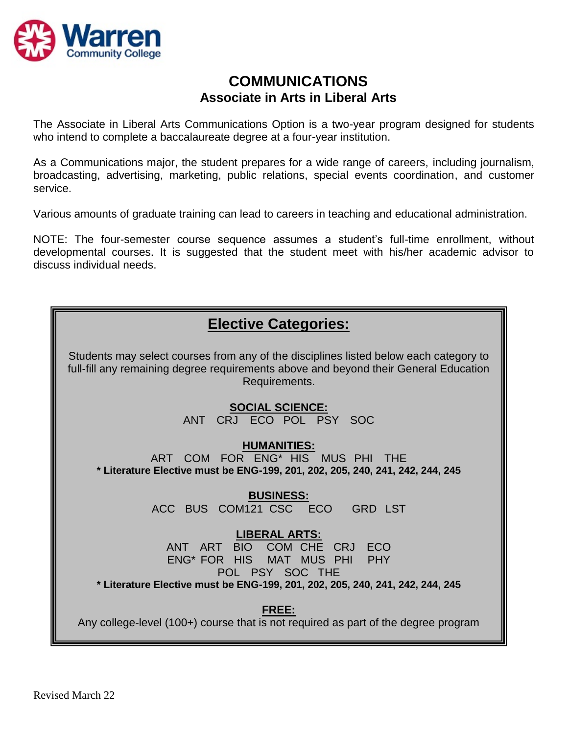# COMMUNICATIONS

## Associate in Arts in Liberal Arts

The Associate in Liberal Arts Communications Option is a two-year program designed for students who intend to complete a baccalaureate degree at a four-year institution.

As a Communications major, the student prepares for a wide range of careers, including journalism, broadcasting, advertising, marketing, public relations, special events coordination, and customer service.

Various amounts of graduate training can lead to careers in teaching and educational administration.

NOTE: The four-semester course sequence assumes a student's full-time enrollment, without developmental courses. It is suggested that the student meet with his/her academic advisor to discuss individual needs.

## Elective Categories:

Students may select courses from any of the disciplines listed below each category to full-fill any remaining degree requirements above and beyond their General Education Requirements.

**SOCIAL SCIENCE:**

ANT CRJ ECO POL PSY SOC

**HUMANITIES:**

ART COM FOR ENG* HIS MUS PHI THE

**\* Literature Elective must be ENG-199, 201, 202, 205, 240, 241, 242, 244, 245**

**BUSINESS:**

ACC BUS COM121 CSC ECO GRD LST

**LIBERAL ARTS:**

ANT ART BIO COM CHE CRJ ECO
ENG* FOR HIS MAT MUS PHI PHY
POL PSY SOC THE

**\* Literature Elective must be ENG-199, 201, 202, 205, 240, 241, 242, 244, 245**

**FREE:**

Any college-level (100+) course that is not required as part of the degree program

Revised March 22